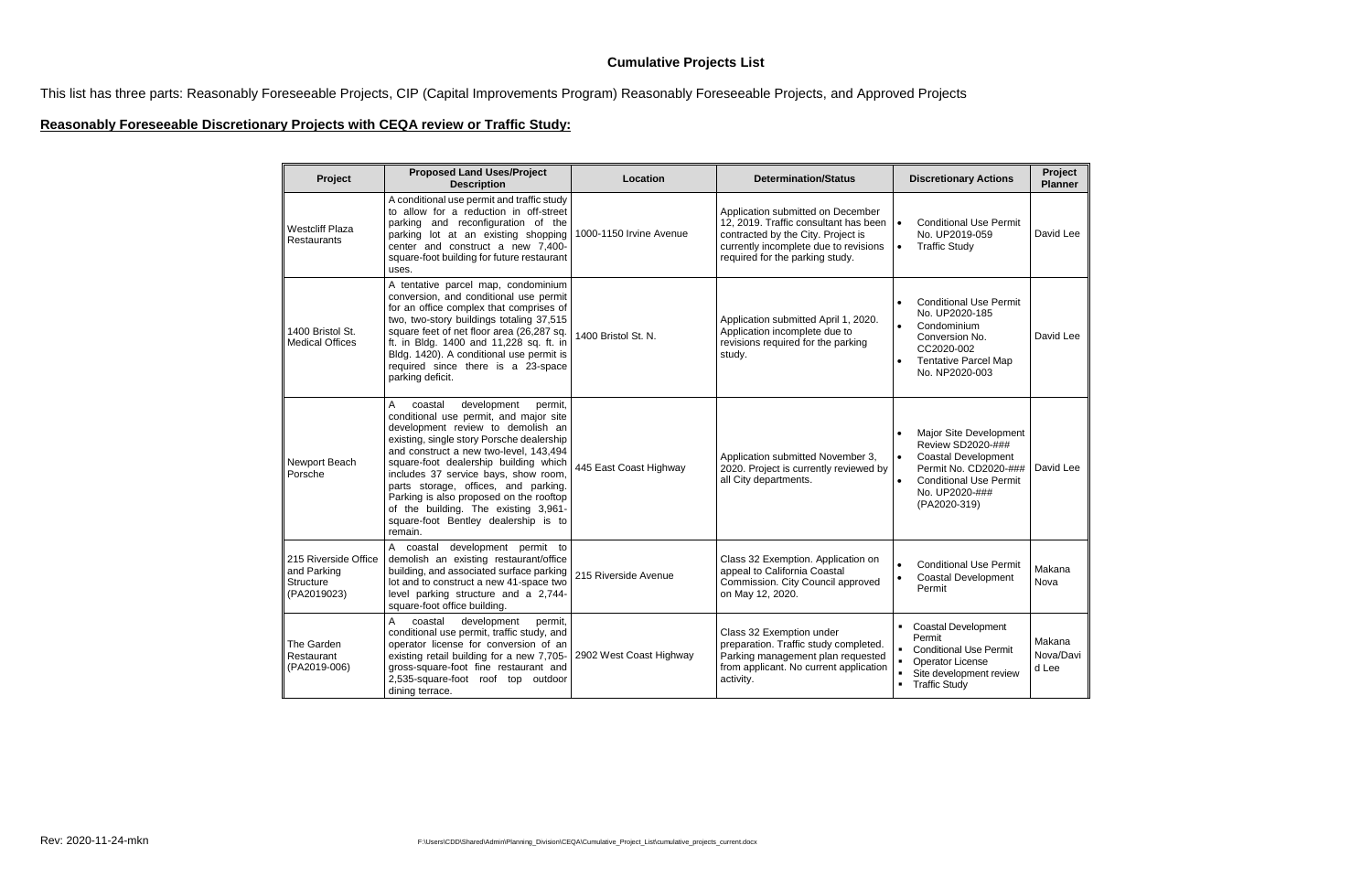# Cumulative Projects List

This list has three parts: Reasonably Foreseeable Projects, CIP (Capital Improvements Program) Reasonably Foreseeable Projects, and Approved Projects

## **Reasonably Foreseeable Discretionary Projects with CEQA review or Traffic Study:**

| Project | Proposed Land Uses/Project Description | Location | Determination/Status | Discretionary Actions | Project Planner |
|---|---|---|---|---|---|
| Westcliff Plaza Restaurants | A conditional use permit and traffic study to allow for a reduction in off-street parking and reconfiguration of the parking lot at an existing shopping center and construct a new 7,400-square-foot building for future restaurant uses. | 1000-1150 Irvine Avenue | Application submitted on December 12, 2019. Traffic consultant has been contracted by the City. Project is currently incomplete due to revisions required for the parking study. | • Conditional Use Permit No. UP2019-059<br>• Traffic Study | David Lee |
| 1400 Bristol St. Medical Offices | A tentative parcel map, condominium conversion, and conditional use permit for an office complex that comprises of two, two-story buildings totaling 37,515 square feet of net floor area (26,287 sq. ft. in Bldg. 1400 and 11,228 sq. ft. in Bldg. 1420). A conditional use permit is required since there is a 23-space parking deficit. | 1400 Bristol St. N. | Application submitted April 1, 2020. Application incomplete due to revisions required for the parking study. | • Conditional Use Permit No. UP2020-185<br>• Condominium Conversion No. CC2020-002<br>• Tentative Parcel Map No. NP2020-003 | David Lee |
| Newport Beach Porsche | A coastal development permit, conditional use permit, and major site development review to demolish an existing, single story Porsche dealership and construct a new two-level, 143,494 square-foot dealership building which includes 37 service bays, show room, parts storage, offices, and parking. Parking is also proposed on the rooftop of the building. The existing 3,961-square-foot Bentley dealership is to remain. | 445 East Coast Highway | Application submitted November 3, 2020. Project is currently reviewed by all City departments. | • Major Site Development Review SD2020-###<br>• Coastal Development Permit No. CD2020-###<br>• Conditional Use Permit No. UP2020-### (PA2020-319) | David Lee |
| 215 Riverside Office and Parking Structure (PA2019023) | A coastal development permit to demolish an existing restaurant/office building, and associated surface parking lot and to construct a new 41-space two level parking structure and a 2,744-square-foot office building. | 215 Riverside Avenue | Class 32 Exemption. Application on appeal to California Coastal Commission. City Council approved on May 12, 2020. | • Conditional Use Permit<br>• Coastal Development Permit | Makana Nova |
| The Garden Restaurant (PA2019-006) | A coastal development permit, conditional use permit, traffic study, and operator license for conversion of an existing retail building for a new 7,705-gross-square-foot fine restaurant and 2,535-square-foot roof top outdoor dining terrace. | 2902 West Coast Highway | Class 32 Exemption under preparation. Traffic study completed. Parking management plan requested from applicant. No current application activity. | ▪ Coastal Development Permit<br>▪ Conditional Use Permit<br>▪ Operator License<br>▪ Site development review<br>▪ Traffic Study | Makana Nova/David Lee |

Rev: 2020-11-24-mkn

F:\Users\CDD\Shared\Admin\Planning_Division\CEQA\Cumulative_Project_List\cumulative_projects_current.docx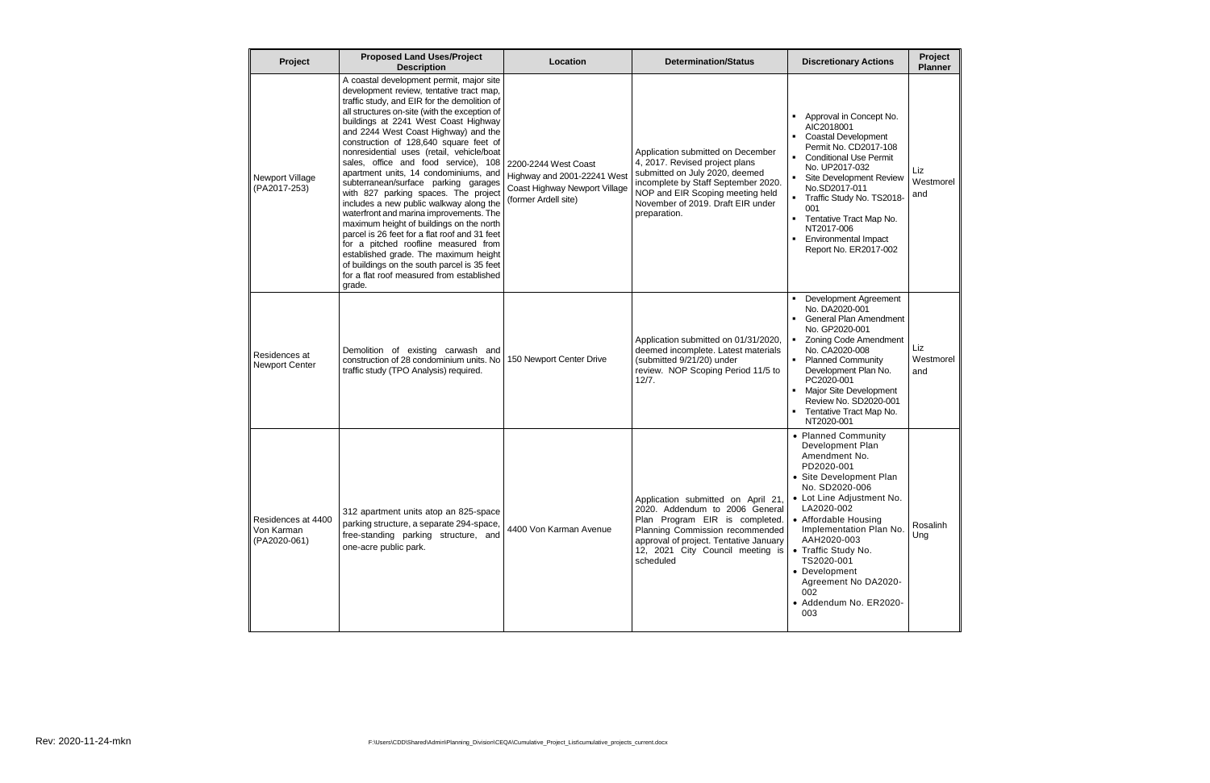| Project | Proposed Land Uses/Project Description | Location | Determination/Status | Discretionary Actions | Project Planner |
|---|---|---|---|---|---|
| Newport Village (PA2017-253) | A coastal development permit, major site development review, tentative tract map, traffic study, and EIR for the demolition of all structures on-site (with the exception of buildings at 2241 West Coast Highway and 2244 West Coast Highway) and the construction of 128,640 square feet of nonresidential uses (retail, vehicle/boat sales, office and food service), 108 apartment units, 14 condominiums, and subterranean/surface parking garages with 827 parking spaces. The project includes a new public walkway along the waterfront and marina improvements. The maximum height of buildings on the north parcel is 26 feet for a flat roof and 31 feet for a pitched roofline measured from established grade. The maximum height of buildings on the south parcel is 35 feet for a flat roof measured from established grade. | 2200-2244 West Coast Highway and 2001-22241 West Coast Highway Newport Village (former Ardell site) | Application submitted on December 4, 2017. Revised project plans submitted on July 2020, deemed incomplete by Staff September 2020. NOP and EIR Scoping meeting held November of 2019. Draft EIR under preparation. | ▪ Approval in Concept No. AIC2018001<br>▪ Coastal Development Permit No. CD2017-108<br>▪ Conditional Use Permit No. UP2017-032<br>▪ Site Development Review No.SD2017-011<br>▪ Traffic Study No. TS2018-001<br>▪ Tentative Tract Map No. NT2017-006<br>▪ Environmental Impact Report No. ER2017-002 | Liz Westmoreland |
| Residences at Newport Center | Demolition of existing carwash and construction of 28 condominium units. No traffic study (TPO Analysis) required. | 150 Newport Center Drive | Application submitted on 01/31/2020, deemed incomplete. Latest materials (submitted 9/21/20) under review. NOP Scoping Period 11/5 to 12/7. | ▪ Development Agreement No. DA2020-001<br>▪ General Plan Amendment No. GP2020-001<br>▪ Zoning Code Amendment No. CA2020-008<br>▪ Planned Community Development Plan No. PC2020-001<br>▪ Major Site Development Review No. SD2020-001<br>▪ Tentative Tract Map No. NT2020-001 | Liz Westmoreland |
| Residences at 4400 Von Karman (PA2020-061) | 312 apartment units atop an 825-space parking structure, a separate 294-space, free-standing parking structure, and one-acre public park. | 4400 Von Karman Avenue | Application submitted on April 21, 2020. Addendum to 2006 General Plan Program EIR is completed. Planning Commission recommended approval of project. Tentative January 12, 2021 City Council meeting is scheduled | • Planned Community Development Plan Amendment No. PD2020-001<br>• Site Development Plan No. SD2020-006<br>• Lot Line Adjustment No. LA2020-002<br>• Affordable Housing Implementation Plan No. AAH2020-003<br>• Traffic Study No. TS2020-001<br>• Development Agreement No DA2020-002<br>• Addendum No. ER2020-003 | Rosalinh Ung |

Rev: 2020-11-24-mkn

F:\Users\CDD\Shared\Admin\Planning_Division\CEQA\Cumulative_Project_List\cumulative_projects_current.docx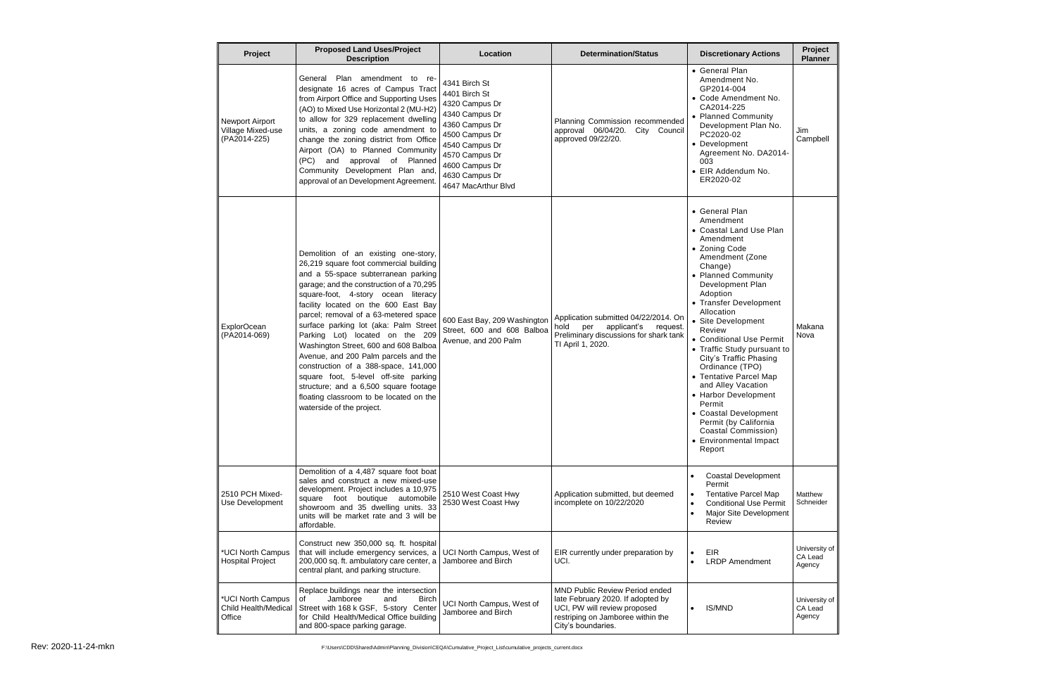| Project | Proposed Land Uses/Project Description | Location | Determination/Status | Discretionary Actions | Project Planner |
|---|---|---|---|---|---|
| Newport Airport Village Mixed-use (PA2014-225) | General Plan amendment to re-designate 16 acres of Campus Tract from Airport Office and Supporting Uses (AO) to Mixed Use Horizontal 2 (MU-H2) to allow for 329 replacement dwelling units, a zoning code amendment to change the zoning district from Office Airport (OA) to Planned Community (PC) and approval of Planned Community Development Plan and, approval of an Development Agreement. | 4341 Birch St<br>4401 Birch St<br>4320 Campus Dr<br>4340 Campus Dr<br>4360 Campus Dr<br>4500 Campus Dr<br>4540 Campus Dr<br>4570 Campus Dr<br>4600 Campus Dr<br>4630 Campus Dr<br>4647 MacArthur Blvd | Planning Commission recommended approval 06/04/20. City Council approved 09/22/20. | • General Plan Amendment No. GP2014-004<br>• Code Amendment No. CA2014-225<br>• Planned Community Development Plan No. PC2020-02<br>• Development Agreement No. DA2014-003<br>• EIR Addendum No. ER2020-02 | Jim Campbell |
| ExplorOcean (PA2014-069) | Demolition of an existing one-story, 26,219 square foot commercial building and a 55-space subterranean parking garage; and the construction of a 70,295 square-foot, 4-story ocean literacy facility located on the 600 East Bay parcel; removal of a 63-metered space surface parking lot (aka: Palm Street Parking Lot) located on the 209 Washington Street, 600 and 608 Balboa Avenue, and 200 Palm parcels and the construction of a 388-space, 141,000 square foot, 5-level off-site parking structure; and a 6,500 square footage floating classroom to be located on the waterside of the project. | 600 East Bay, 209 Washington Street, 600 and 608 Balboa Avenue, and 200 Palm | Application submitted 04/22/2014. On hold per applicant's request. Preliminary discussions for shark tank TI April 1, 2020. | • General Plan Amendment<br>• Coastal Land Use Plan Amendment<br>• Zoning Code Amendment (Zone Change)<br>• Planned Community Development Plan Adoption<br>• Transfer Development Allocation<br>• Site Development Review<br>• Conditional Use Permit<br>• Traffic Study pursuant to City's Traffic Phasing Ordinance (TPO)<br>• Tentative Parcel Map and Alley Vacation<br>• Harbor Development Permit<br>• Coastal Development Permit (by California Coastal Commission)<br>• Environmental Impact Report | Makana Nova |
| 2510 PCH Mixed-Use Development | Demolition of a 4,487 square foot boat sales and construct a new mixed-use development. Project includes a 10,975 square foot boutique automobile showroom and 35 dwelling units. 33 units will be market rate and 3 will be affordable. | 2510 West Coast Hwy<br>2530 West Coast Hwy | Application submitted, but deemed incomplete on 10/22/2020 | • Coastal Development Permit<br>• Tentative Parcel Map<br>• Conditional Use Permit<br>• Major Site Development Review | Matthew Schneider |
| *UCI North Campus Hospital Project | Construct new 350,000 sq. ft. hospital that will include emergency services, a 200,000 sq. ft. ambulatory care center, a central plant, and parking structure. | UCI North Campus, West of Jamboree and Birch | EIR currently under preparation by UCI. | • EIR<br>• LRDP Amendment | University of CA Lead Agency |
| *UCI North Campus Child Health/Medical Office | Replace buildings near the intersection of Jamboree and Birch Street with 168 k GSF, 5-story Center for Child Health/Medical Office building and 800-space parking garage. | UCI North Campus, West of Jamboree and Birch | MND Public Review Period ended late February 2020. If adopted by UCI, PW will review proposed restriping on Jamboree within the City's boundaries. | • IS/MND | University of CA Lead Agency |

Rev: 2020-11-24-mkn

F:\Users\CDD\Shared\Admin\Planning_Division\CEQA\Cumulative_Project_List\cumulative_projects_current.docx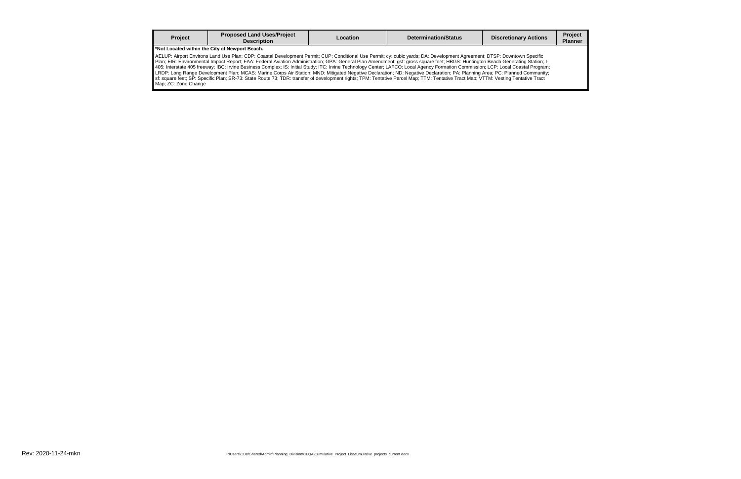| Project | Proposed Land Uses/Project Description | Location | Determination/Status | Discretionary Actions | Project Planner |
|---|---|---|---|---|---|

**\*Not Located within the City of Newport Beach.**

AELUP: Airport Environs Land Use Plan; CDP: Coastal Development Permit; CUP: Conditional Use Permit; cy: cubic yards; DA: Development Agreement; DTSP: Downtown Specific Plan; EIR: Environmental Impact Report; FAA: Federal Aviation Administration; GPA: General Plan Amendment; gsf: gross square feet; HBGS: Huntington Beach Generating Station; I-405: Interstate 405 freeway; IBC: Irvine Business Complex; IS: Initial Study; ITC: Irvine Technology Center; LAFCO: Local Agency Formation Commission; LCP: Local Coastal Program; LRDP: Long Range Development Plan; MCAS: Marine Corps Air Station; MND: Mitigated Negative Declaration; ND: Negative Declaration; PA: Planning Area; PC: Planned Community; sf: square feet; SP: Specific Plan; SR-73: State Route 73; TDR: transfer of development rights; TPM: Tentative Parcel Map; TTM: Tentative Tract Map; VTTM: Vesting Tentative Tract Map; ZC: Zone Change

Rev: 2020-11-24-mkn

F:\Users\CDD\Shared\Admin\Planning_Division\CEQA\Cumulative_Project_List\cumulative_projects_current.docx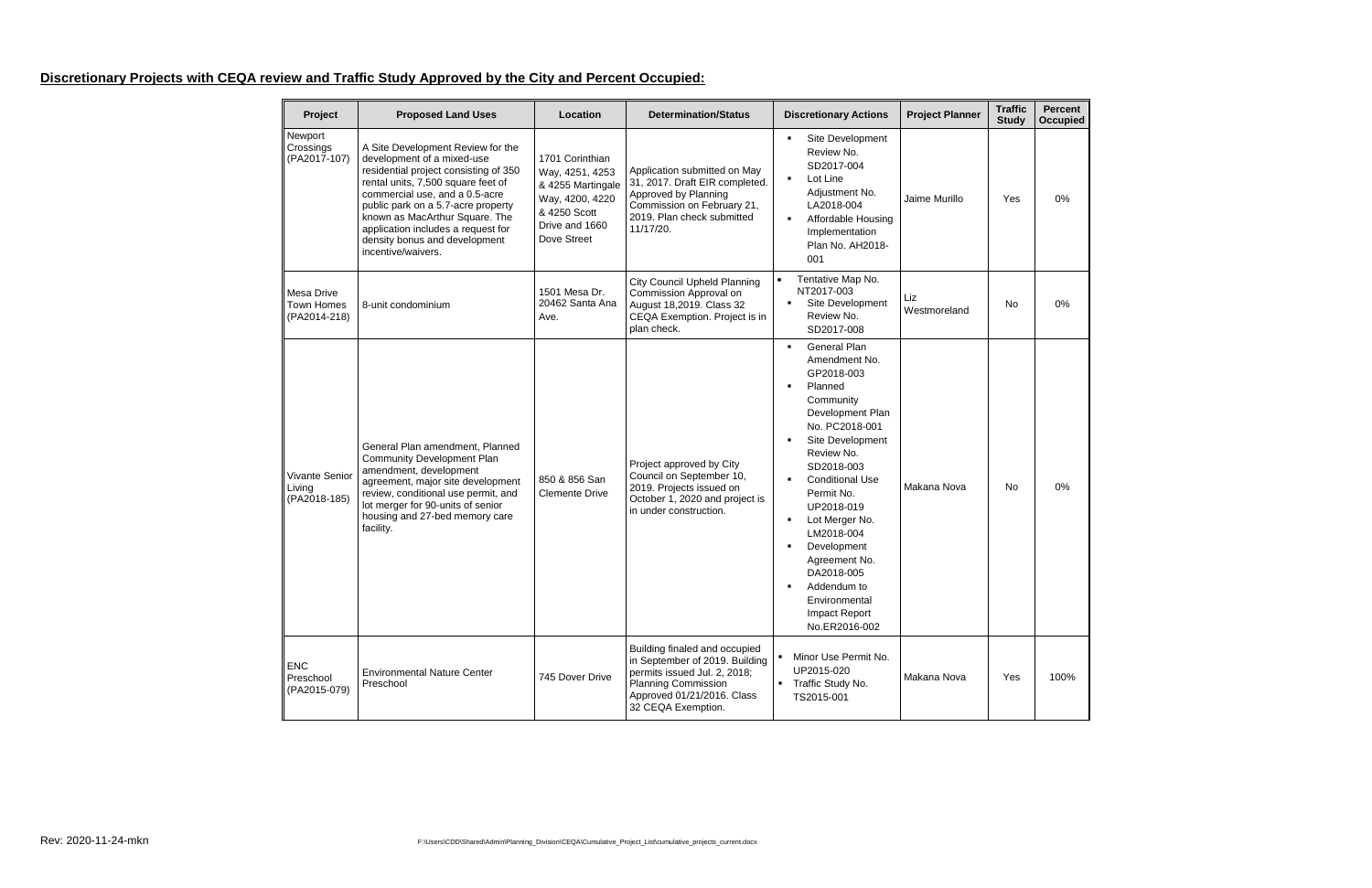**Discretionary Projects with CEQA review and Traffic Study Approved by the City and Percent Occupied:**

| Project | Proposed Land Uses | Location | Determination/Status | Discretionary Actions | Project Planner | Traffic Study | Percent Occupied |
|---|---|---|---|---|---|---|---|
| Newport Crossings (PA2017-107) | A Site Development Review for the development of a mixed-use residential project consisting of 350 rental units, 7,500 square feet of commercial use, and a 0.5-acre public park on a 5.7-acre property known as MacArthur Square. The application includes a request for density bonus and development incentive/waivers. | 1701 Corinthian Way, 4251, 4253 & 4255 Martingale Way, 4200, 4220 & 4250 Scott Drive and 1660 Dove Street | Application submitted on May 31, 2017. Draft EIR completed. Approved by Planning Commission on February 21, 2019. Plan check submitted 11/17/20. | ▪ Site Development Review No. SD2017-004<br>▪ Lot Line Adjustment No. LA2018-004<br>▪ Affordable Housing Implementation Plan No. AH2018-001 | Jaime Murillo | Yes | 0% |
| Mesa Drive Town Homes (PA2014-218) | 8-unit condominium | 1501 Mesa Dr. 20462 Santa Ana Ave. | City Council Upheld Planning Commission Approval on August 18,2019. Class 32 CEQA Exemption. Project is in plan check. | • Tentative Map No. NT2017-003<br>▪ Site Development Review No. SD2017-008 | Liz Westmoreland | No | 0% |
| Vivante Senior Living (PA2018-185) | General Plan amendment, Planned Community Development Plan amendment, development agreement, major site development review, conditional use permit, and lot merger for 90-units of senior housing and 27-bed memory care facility. | 850 & 856 San Clemente Drive | Project approved by City Council on September 10, 2019. Projects issued on October 1, 2020 and project is in under construction. | ▪ General Plan Amendment No. GP2018-003<br>▪ Planned Community Development Plan No. PC2018-001<br>▪ Site Development Review No. SD2018-003<br>▪ Conditional Use Permit No. UP2018-019<br>▪ Lot Merger No. LM2018-004<br>▪ Development Agreement No. DA2018-005<br>▪ Addendum to Environmental Impact Report No.ER2016-002 | Makana Nova | No | 0% |
| ENC Preschool (PA2015-079) | Environmental Nature Center Preschool | 745 Dover Drive | Building finaled and occupied in September of 2019. Building permits issued Jul. 2, 2018; Planning Commission Approved 01/21/2016. Class 32 CEQA Exemption. | ▪ Minor Use Permit No. UP2015-020<br>▪ Traffic Study No. TS2015-001 | Makana Nova | Yes | 100% |

Rev: 2020-11-24-mkn

F:\Users\CDD\Shared\Admin\Planning_Division\CEQA\Cumulative_Project_List\cumulative_projects_current.docx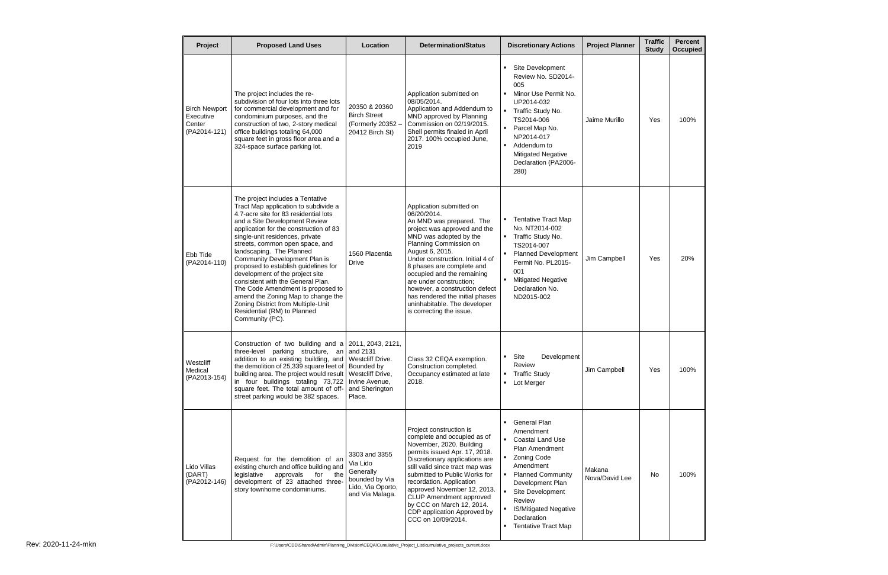| Project | Proposed Land Uses | Location | Determination/Status | Discretionary Actions | Project Planner | Traffic Study | Percent Occupied |
|---|---|---|---|---|---|---|---|
| Birch Newport Executive Center (PA2014-121) | The project includes the re-subdivision of four lots into three lots for commercial development and for condominium purposes, and the construction of two, 2-story medical office buildings totaling 64,000 square feet in gross floor area and a 324-space surface parking lot. | 20350 & 20360 Birch Street (Formerly 20352 – 20412 Birch St) | Application submitted on 08/05/2014. Application and Addendum to MND approved by Planning Commission on 02/19/2015. Shell permits finaled in April 2017. 100% occupied June, 2019 | ▪ Site Development Review No. SD2014-005 ▪ Minor Use Permit No. UP2014-032 ▪ Traffic Study No. TS2014-006 ▪ Parcel Map No. NP2014-017 ▪ Addendum to Mitigated Negative Declaration (PA2006-280) | Jaime Murillo | Yes | 100% |
| Ebb Tide (PA2014-110) | The project includes a Tentative Tract Map application to subdivide a 4.7-acre site for 83 residential lots and a Site Development Review application for the construction of 83 single-unit residences, private streets, common open space, and landscaping. The Planned Community Development Plan is proposed to establish guidelines for development of the project site consistent with the General Plan. The Code Amendment is proposed to amend the Zoning Map to change the Zoning District from Multiple-Unit Residential (RM) to Planned Community (PC). | 1560 Placentia Drive | Application submitted on 06/20/2014. An MND was prepared. The project was approved and the MND was adopted by the Planning Commission on August 6, 2015. Under construction. Initial 4 of 8 phases are complete and occupied and the remaining are under construction; however, a construction defect has rendered the initial phases uninhabitable. The developer is correcting the issue. | ▪ Tentative Tract Map No. NT2014-002 ▪ Traffic Study No. TS2014-007 ▪ Planned Development Permit No. PL2015-001 ▪ Mitigated Negative Declaration No. ND2015-002 | Jim Campbell | Yes | 20% |
| Westcliff Medical (PA2013-154) | Construction of two building and a three-level parking structure, an addition to an existing building, and the demolition of 25,339 square feet of building area. The project would result in four buildings totaling 73,722 square feet. The total amount of off-street parking would be 382 spaces. | 2011, 2043, 2121, and 2131 Westcliff Drive. Bounded by Westcliff Drive, Irvine Avenue, and Sherington Place. | Class 32 CEQA exemption. Construction completed. Occupancy estimated at late 2018. | ▪ Site Development Review ▪ Traffic Study ▪ Lot Merger | Jim Campbell | Yes | 100% |
| Lido Villas (DART) (PA2012-146) | Request for the demolition of an existing church and office building and legislative approvals for the development of 23 attached three-story townhome condominiums. | 3303 and 3355 Via Lido Generally bounded by Via Lido, Via Oporto, and Via Malaga. | Project construction is complete and occupied as of November, 2020. Building permits issued Apr. 17, 2018. Discretionary applications are still valid since tract map was submitted to Public Works for recordation. Application approved November 12, 2013. CLUP Amendment approved by CCC on March 12, 2014. CDP application Approved by CCC on 10/09/2014. | ▪ General Plan Amendment ▪ Coastal Land Use Plan Amendment ▪ Zoning Code Amendment ▪ Planned Community Development Plan ▪ Site Development Review ▪ IS/Mitigated Negative Declaration ▪ Tentative Tract Map | Makana Nova/David Lee | No | 100% |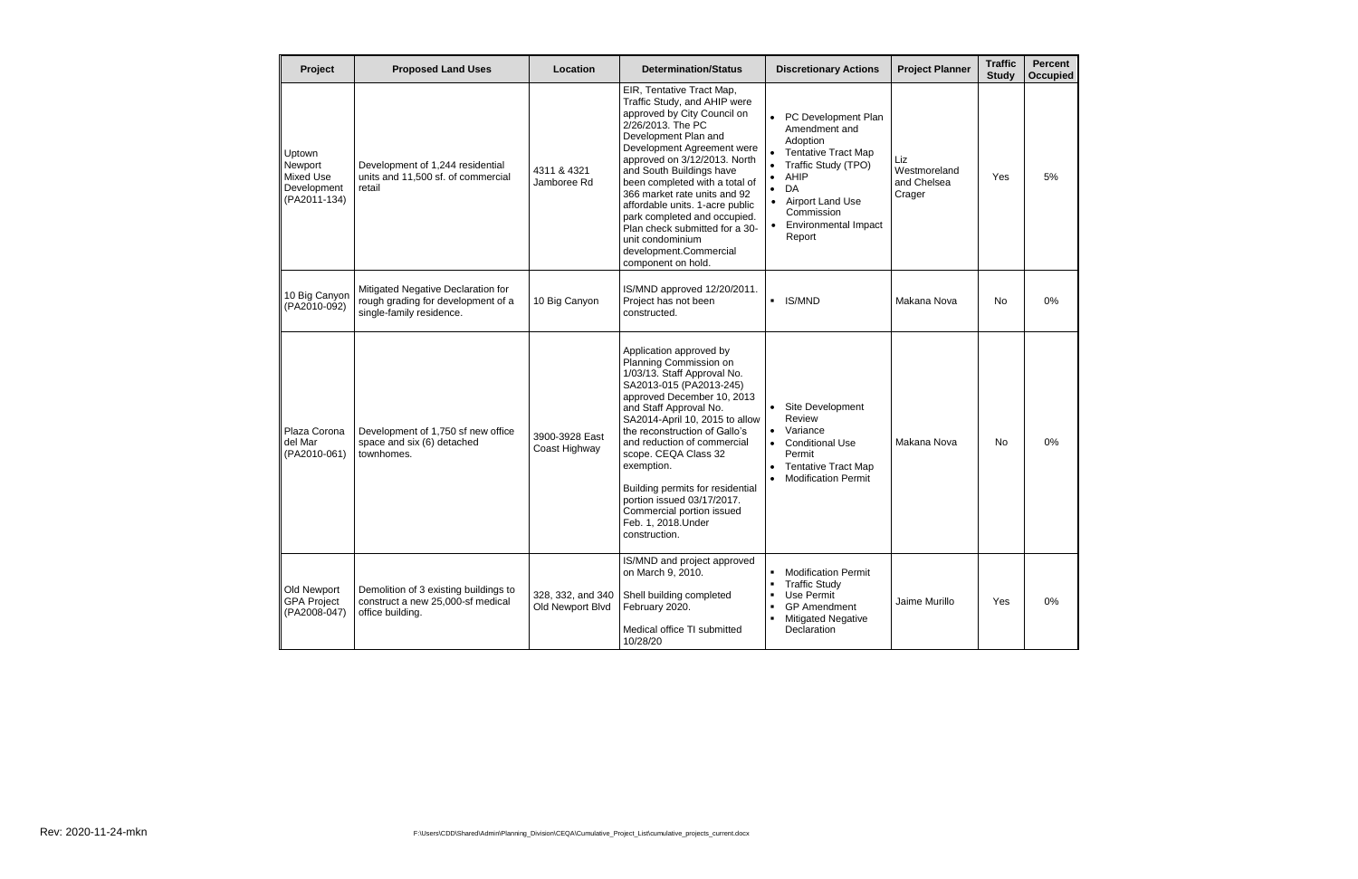| Project | Proposed Land Uses | Location | Determination/Status | Discretionary Actions | Project Planner | Traffic Study | Percent Occupied |
|---|---|---|---|---|---|---|---|
| Uptown Newport Mixed Use Development (PA2011-134) | Development of 1,244 residential units and 11,500 sf. of commercial retail | 4311 & 4321 Jamboree Rd | EIR, Tentative Tract Map, Traffic Study, and AHIP were approved by City Council on 2/26/2013. The PC Development Plan and Development Agreement were approved on 3/12/2013. North and South Buildings have been completed with a total of 366 market rate units and 92 affordable units. 1-acre public park completed and occupied. Plan check submitted for a 30-unit condominium development.Commercial component on hold. | • PC Development Plan Amendment and Adoption<br>• Tentative Tract Map<br>• Traffic Study (TPO)<br>• AHIP<br>• DA<br>• Airport Land Use Commission<br>• Environmental Impact Report | Liz Westmoreland and Chelsea Crager | Yes | 5% |
| 10 Big Canyon (PA2010-092) | Mitigated Negative Declaration for rough grading for development of a single-family residence. | 10 Big Canyon | IS/MND approved 12/20/2011. Project has not been constructed. | ▪ IS/MND | Makana Nova | No | 0% |
| Plaza Corona del Mar (PA2010-061) | Development of 1,750 sf new office space and six (6) detached townhomes. | 3900-3928 East Coast Highway | Application approved by Planning Commission on 1/03/13. Staff Approval No. SA2013-015 (PA2013-245) approved December 10, 2013 and Staff Approval No. SA2014-April 10, 2015 to allow the reconstruction of Gallo's and reduction of commercial scope. CEQA Class 32 exemption.<br><br>Building permits for residential portion issued 03/17/2017. Commercial portion issued Feb. 1, 2018.Under construction. | • Site Development Review<br>• Variance<br>• Conditional Use Permit<br>• Tentative Tract Map<br>• Modification Permit | Makana Nova | No | 0% |
| Old Newport GPA Project (PA2008-047) | Demolition of 3 existing buildings to construct a new 25,000-sf medical office building. | 328, 332, and 340 Old Newport Blvd | IS/MND and project approved on March 9, 2010.<br><br>Shell building completed February 2020.<br><br>Medical office TI submitted 10/28/20 | ▪ Modification Permit<br>▪ Traffic Study<br>▪ Use Permit<br>▪ GP Amendment<br>▪ Mitigated Negative Declaration | Jaime Murillo | Yes | 0% |

Rev: 2020-11-24-mkn

F:\Users\CDD\Shared\Admin\Planning_Division\CEQA\Cumulative_Project_List\cumulative_projects_current.docx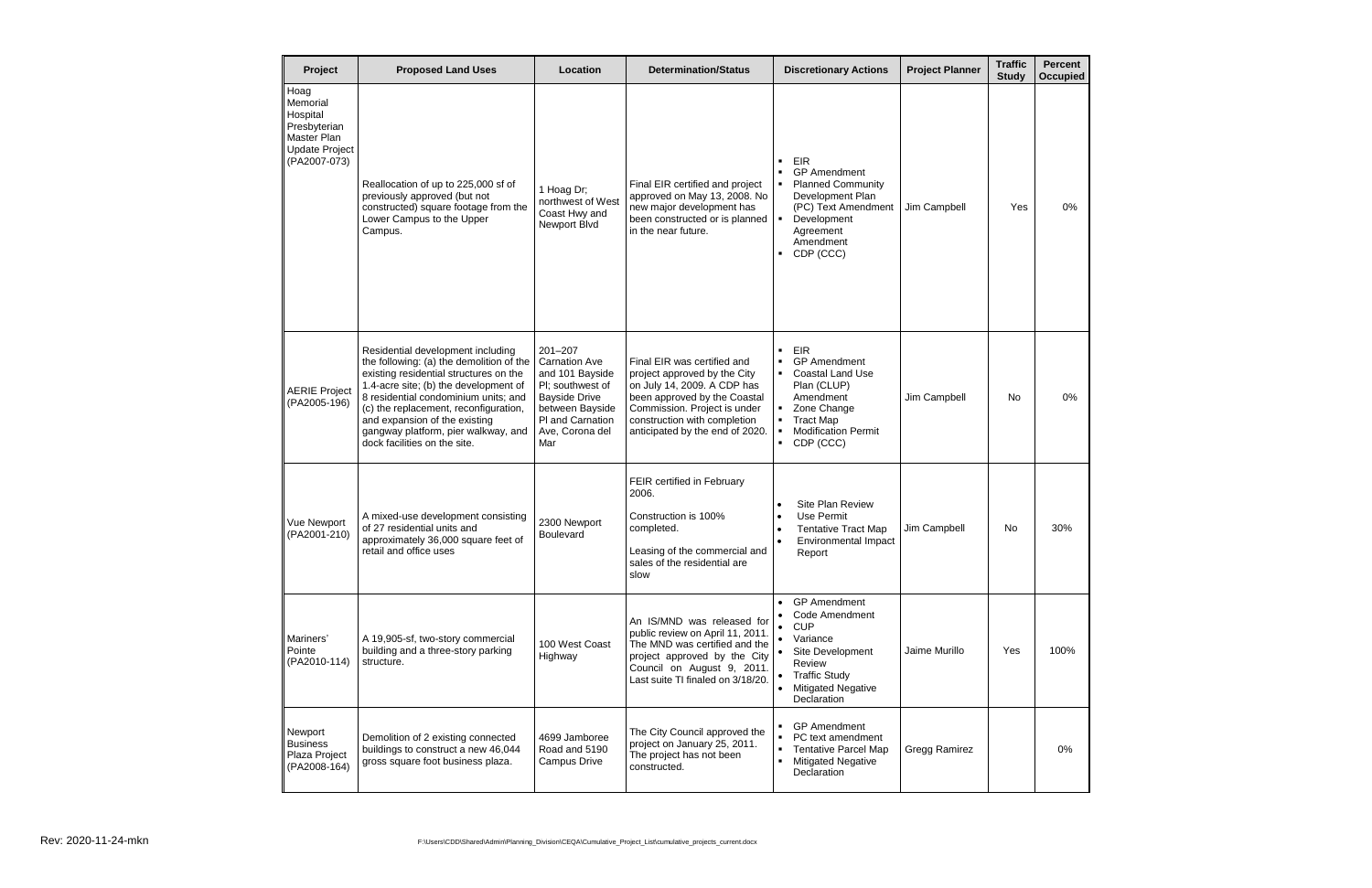| Project | Proposed Land Uses | Location | Determination/Status | Discretionary Actions | Project Planner | Traffic Study | Percent Occupied |
|---|---|---|---|---|---|---|---|
| Hoag Memorial Hospital Presbyterian Master Plan Update Project (PA2007-073) | Reallocation of up to 225,000 sf of previously approved (but not constructed) square footage from the Lower Campus to the Upper Campus. | 1 Hoag Dr; northwest of West Coast Hwy and Newport Blvd | Final EIR certified and project approved on May 13, 2008. No new major development has been constructed or is planned in the near future. | ▪ EIR<br>▪ GP Amendment<br>▪ Planned Community Development Plan (PC) Text Amendment<br>▪ Development Agreement Amendment<br>▪ CDP (CCC) | Jim Campbell | Yes | 0% |
| AERIE Project (PA2005-196) | Residential development including the following: (a) the demolition of the existing residential structures on the 1.4-acre site; (b) the development of 8 residential condominium units; and (c) the replacement, reconfiguration, and expansion of the existing gangway platform, pier walkway, and dock facilities on the site. | 201–207 Carnation Ave and 101 Bayside Pl; southwest of Bayside Drive between Bayside Pl and Carnation Ave, Corona del Mar | Final EIR was certified and project approved by the City on July 14, 2009. A CDP has been approved by the Coastal Commission. Project is under construction with completion anticipated by the end of 2020. | ▪ EIR<br>▪ GP Amendment<br>▪ Coastal Land Use Plan (CLUP) Amendment<br>▪ Zone Change<br>▪ Tract Map<br>▪ Modification Permit<br>▪ CDP (CCC) | Jim Campbell | No | 0% |
| Vue Newport (PA2001-210) | A mixed-use development consisting of 27 residential units and approximately 36,000 square feet of retail and office uses | 2300 Newport Boulevard | FEIR certified in February 2006.<br><br>Construction is 100% completed.<br><br>Leasing of the commercial and sales of the residential are slow | • Site Plan Review<br>• Use Permit<br>• Tentative Tract Map<br>• Environmental Impact Report | Jim Campbell | No | 30% |
| Mariners' Pointe (PA2010-114) | A 19,905-sf, two-story commercial building and a three-story parking structure. | 100 West Coast Highway | An IS/MND was released for public review on April 11, 2011. The MND was certified and the project approved by the City Council on August 9, 2011. Last suite TI finaled on 3/18/20. | • GP Amendment<br>• Code Amendment<br>• CUP<br>• Variance<br>• Site Development Review<br>• Traffic Study<br>• Mitigated Negative Declaration | Jaime Murillo | Yes | 100% |
| Newport Business Plaza Project (PA2008-164) | Demolition of 2 existing connected buildings to construct a new 46,044 gross square foot business plaza. | 4699 Jamboree Road and 5190 Campus Drive | The City Council approved the project on January 25, 2011. The project has not been constructed. | ▪ GP Amendment<br>▪ PC text amendment<br>▪ Tentative Parcel Map<br>▪ Mitigated Negative Declaration | Gregg Ramirez | | 0% |

Rev: 2020-11-24-mkn F:\Users\CDD\Shared\Admin\Planning_Division\CEQA\Cumulative_Project_List\cumulative_projects_current.docx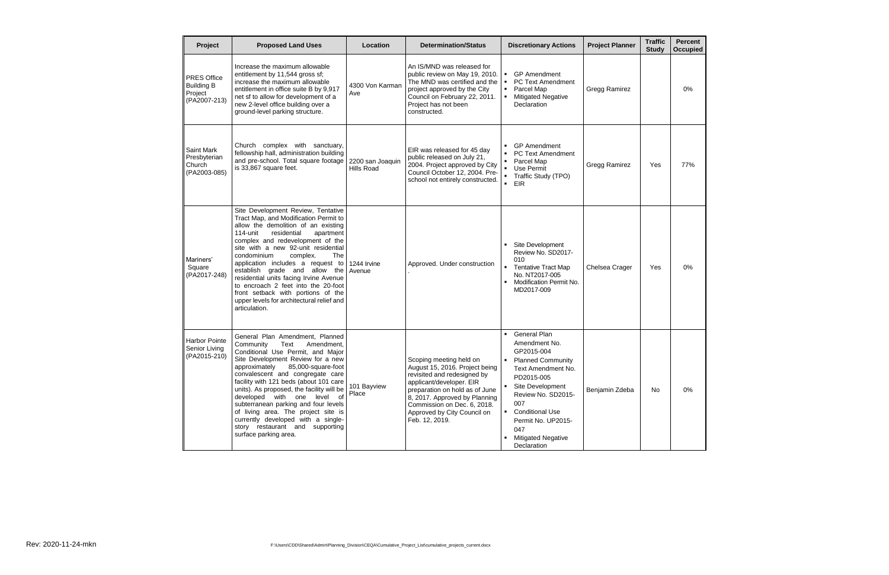| Project | Proposed Land Uses | Location | Determination/Status | Discretionary Actions | Project Planner | Traffic Study | Percent Occupied |
|---|---|---|---|---|---|---|---|
| PRES Office Building B Project (PA2007-213) | Increase the maximum allowable entitlement by 11,544 gross sf; increase the maximum allowable entitlement in office suite B by 9,917 net sf to allow for development of a new 2-level office building over a ground-level parking structure. | 4300 Von Karman Ave | An IS/MND was released for public review on May 19, 2010. The MND was certified and the project approved by the City Council on February 22, 2011. Project has not been constructed. | ▪ GP Amendment<br>▪ PC Text Amendment<br>▪ Parcel Map<br>▪ Mitigated Negative Declaration | Gregg Ramirez | | 0% |
| Saint Mark Presbyterian Church (PA2003-085) | Church complex with sanctuary, fellowship hall, administration building and pre-school. Total square footage is 33,867 square feet. | 2200 san Joaquin Hills Road | EIR was released for 45 day public released on July 21, 2004. Project approved by City Council October 12, 2004. Pre-school not entirely constructed. | ▪ GP Amendment<br>▪ PC Text Amendment<br>▪ Parcel Map<br>▪ Use Permit<br>▪ Traffic Study (TPO)<br>▪ EIR | Gregg Ramirez | Yes | 77% |
| Mariners' Square (PA2017-248) | Site Development Review, Tentative Tract Map, and Modification Permit to allow the demolition of an existing 114-unit residential apartment complex and redevelopment of the site with a new 92-unit residential condominium complex. The application includes a request to establish grade and allow the residential units facing Irvine Avenue to encroach 2 feet into the 20-foot front setback with portions of the upper levels for architectural relief and articulation. | 1244 Irvine Avenue | Approved. Under construction<br>. | ▪ Site Development Review No. SD2017-010<br>▪ Tentative Tract Map No. NT2017-005<br>▪ Modification Permit No. MD2017-009 | Chelsea Crager | Yes | 0% |
| Harbor Pointe Senior Living (PA2015-210) | General Plan Amendment, Planned Community Text Amendment, Conditional Use Permit, and Major Site Development Review for a new approximately 85,000-square-foot convalescent and congregate care facility with 121 beds (about 101 care units). As proposed, the facility will be developed with one level of subterranean parking and four levels of living area. The project site is currently developed with a single-story restaurant and supporting surface parking area. | 101 Bayview Place | Scoping meeting held on August 15, 2016. Project being revisited and redesigned by applicant/developer. EIR preparation on hold as of June 8, 2017. Approved by Planning Commission on Dec. 6, 2018. Approved by City Council on Feb. 12, 2019. | ▪ General Plan Amendment No. GP2015-004<br>▪ Planned Community Text Amendment No. PD2015-005<br>▪ Site Development Review No. SD2015-007<br>▪ Conditional Use Permit No. UP2015-047<br>▪ Mitigated Negative Declaration | Benjamin Zdeba | No | 0% |

Rev: 2020-11-24-mkn

F:\Users\CDD\Shared\Admin\Planning_Division\CEQA\Cumulative_Project_List\cumulative_projects_current.docx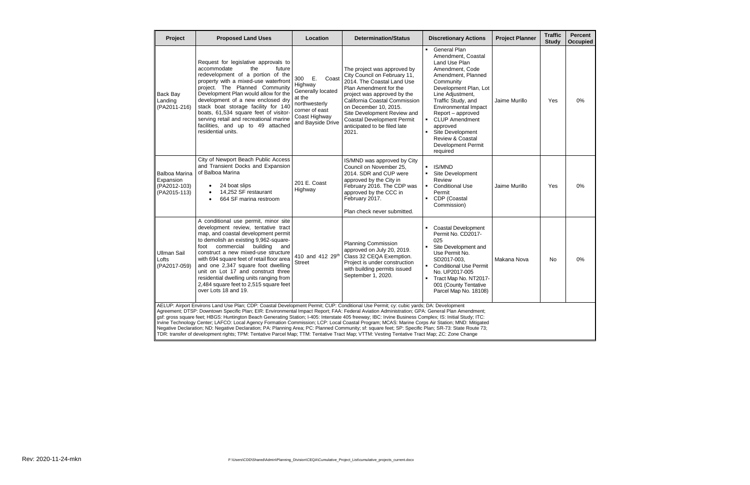| Project | Proposed Land Uses | Location | Determination/Status | Discretionary Actions | Project Planner | Traffic Study | Percent Occupied |
|---|---|---|---|---|---|---|---|
| Back Bay Landing (PA2011-216) | Request for legislative approvals to accommodate the future redevelopment of a portion of the property with a mixed-use waterfront project. The Planned Community Development Plan would allow for the development of a new enclosed dry stack boat storage facility for 140 boats, 61,534 square feet of visitor-serving retail and recreational marine facilities, and up to 49 attached residential units. | 300 E. Coast Highway Generally located at the northwesterly corner of east Coast Highway and Bayside Drive | The project was approved by City Council on February 11, 2014. The Coastal Land Use Plan Amendment for the project was approved by the California Coastal Commission on December 10, 2015. Site Development Review and Coastal Development Permit anticipated to be filed late 2021. | ▪ General Plan Amendment, Coastal Land Use Plan Amendment, Code Amendment, Planned Community Development Plan, Lot Line Adjustment, Traffic Study, and Environmental Impact Report – approved<br>▪ CLUP Amendment approved<br>▪ Site Development Review & Coastal Development Permit required | Jaime Murillo | Yes | 0% |
| Balboa Marina Expansion (PA2012-103) (PA2015-113) | City of Newport Beach Public Access and Transient Docks and Expansion of Balboa Marina<br>• 24 boat slips<br>• 14,252 SF restaurant<br>• 664 SF marina restroom | 201 E. Coast Highway | IS/MND was approved by City Council on November 25, 2014. SDR and CUP were approved by the City in February 2016. The CDP was approved by the CCC in February 2017.<br><br>Plan check never submitted. | ▪ IS/MND<br>▪ Site Development Review<br>▪ Conditional Use Permit<br>▪ CDP (Coastal Commission) | Jaime Murillo | Yes | 0% |
| Ullman Sail Lofts (PA2017-059) | A conditional use permit, minor site development review, tentative tract map, and coastal development permit to demolish an existing 9,962-square-foot commercial building and construct a new mixed-use structure with 694 square feet of retail floor area and one 2,347 square foot dwelling unit on Lot 17 and construct three residential dwelling units ranging from 2,484 square feet to 2,515 square feet over Lots 18 and 19. | 410 and 412 29th Street | Planning Commission approved on July 20, 2019. Class 32 CEQA Exemption. Project is under construction with building permits issued September 1, 2020. | ▪ Coastal Development Permit No. CD2017-025<br>▪ Site Development and Use Permit No. SD2017-003,<br>▪ Conditional Use Permit No. UP2017-005<br>▪ Tract Map No. NT2017-001 (County Tentative Parcel Map No. 18108) | Makana Nova | No | 0% |

AELUP: Airport Environs Land Use Plan; CDP: Coastal Development Permit; CUP: Conditional Use Permit; cy: cubic yards; DA: Development Agreement; DTSP: Downtown Specific Plan; EIR: Environmental Impact Report; FAA: Federal Aviation Administration; GPA: General Plan Amendment; gsf: gross square feet; HBGS: Huntington Beach Generating Station; I-405: Interstate 405 freeway; IBC: Irvine Business Complex; IS: Initial Study; ITC: Irvine Technology Center; LAFCO: Local Agency Formation Commission; LCP: Local Coastal Program; MCAS: Marine Corps Air Station; MND: Mitigated Negative Declaration; ND: Negative Declaration; PA: Planning Area; PC: Planned Community; sf: square feet; SP: Specific Plan; SR-73: State Route 73; TDR: transfer of development rights; TPM: Tentative Parcel Map; TTM: Tentative Tract Map; VTTM: Vesting Tentative Tract Map; ZC: Zone Change

Rev: 2020-11-24-mkn

F:\Users\CDD\Shared\Admin\Planning_Division\CEQA\Cumulative_Project_List\cumulative_projects_current.docx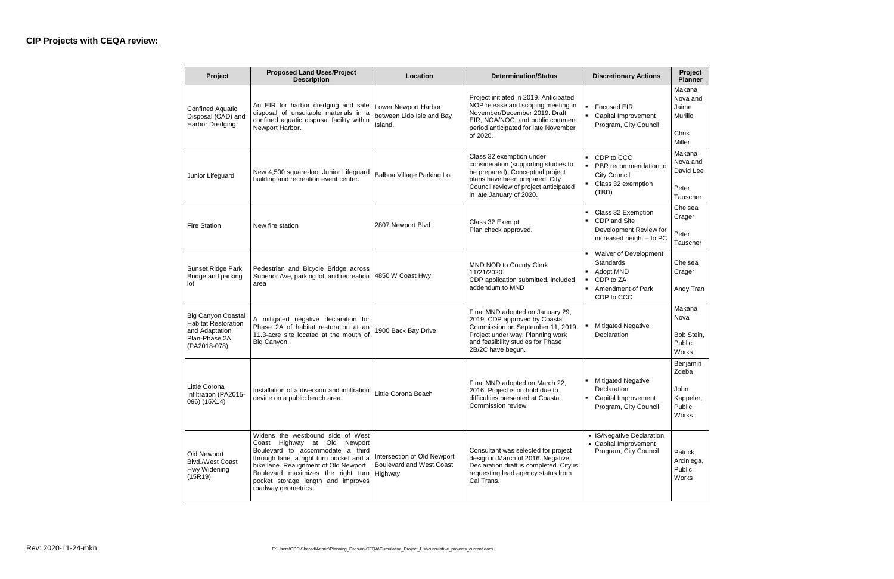## **CIP Projects with CEQA review:**

| Project | Proposed Land Uses/Project Description | Location | Determination/Status | Discretionary Actions | Project Planner |
|---|---|---|---|---|---|
| Confined Aquatic Disposal (CAD) and Harbor Dredging | An EIR for harbor dredging and safe disposal of unsuitable materials in a confined aquatic disposal facility within Newport Harbor. | Lower Newport Harbor between Lido Isle and Bay Island. | Project initiated in 2019. Anticipated NOP release and scoping meeting in November/December 2019. Draft EIR, NOA/NOC, and public comment period anticipated for late November of 2020. | ▪ Focused EIR<br>▪ Capital Improvement Program, City Council | Makana Nova and Jaime Murillo<br><br>Chris Miller |
| Junior Lifeguard | New 4,500 square-foot Junior Lifeguard building and recreation event center. | Balboa Village Parking Lot | Class 32 exemption under consideration (supporting studies to be prepared). Conceptual project plans have been prepared. City Council review of project anticipated in late January of 2020. | ▪ CDP to CCC<br>▪ PBR recommendation to City Council<br>▪ Class 32 exemption (TBD) | Makana Nova and David Lee<br><br>Peter Tauscher |
| Fire Station | New fire station | 2807 Newport Blvd | Class 32 Exempt<br>Plan check approved. | ▪ Class 32 Exemption<br>▪ CDP and Site Development Review for increased height – to PC | Chelsea Crager<br><br>Peter Tauscher |
| Sunset Ridge Park Bridge and parking lot | Pedestrian and Bicycle Bridge across Superior Ave, parking lot, and recreation area | 4850 W Coast Hwy | MND NOD to County Clerk 11/21/2020<br>CDP application submitted, included addendum to MND | ▪ Waiver of Development Standards<br>▪ Adopt MND<br>▪ CDP to ZA<br>▪ Amendment of Park CDP to CCC | Chelsea Crager<br><br>Andy Tran |
| Big Canyon Coastal Habitat Restoration and Adaptation Plan-Phase 2A (PA2018-078) | A mitigated negative declaration for Phase 2A of habitat restoration at an 11.3-acre site located at the mouth of Big Canyon. | 1900 Back Bay Drive | Final MND adopted on January 29, 2019. CDP approved by Coastal Commission on September 11, 2019. Project under way. Planning work and feasibility studies for Phase 2B/2C have begun. | ▪ Mitigated Negative Declaration | Makana Nova<br><br>Bob Stein, Public Works |
| Little Corona Infiltration (PA2015-096) (15X14) | Installation of a diversion and infiltration device on a public beach area. | Little Corona Beach | Final MND adopted on March 22, 2016. Project is on hold due to difficulties presented at Coastal Commission review. | ▪ Mitigated Negative Declaration<br>▪ Capital Improvement Program, City Council | Benjamin Zdeba<br><br>John Kappeler, Public Works |
| Old Newport Blvd./West Coast Hwy Widening (15R19) | Widens the westbound side of West Coast Highway at Old Newport Boulevard to accommodate a third through lane, a right turn pocket and a bike lane. Realignment of Old Newport Boulevard maximizes the right turn pocket storage length and improves roadway geometrics. | Intersection of Old Newport Boulevard and West Coast Highway | Consultant was selected for project design in March of 2016. Negative Declaration draft is completed. City is requesting lead agency status from Cal Trans. | • IS/Negative Declaration<br>• Capital Improvement Program, City Council | Patrick Arciniega, Public Works |

Rev: 2020-11-24-mkn

F:\Users\CDD\Shared\Admin\Planning_Division\CEQA\Cumulative_Project_List\cumulative_projects_current.docx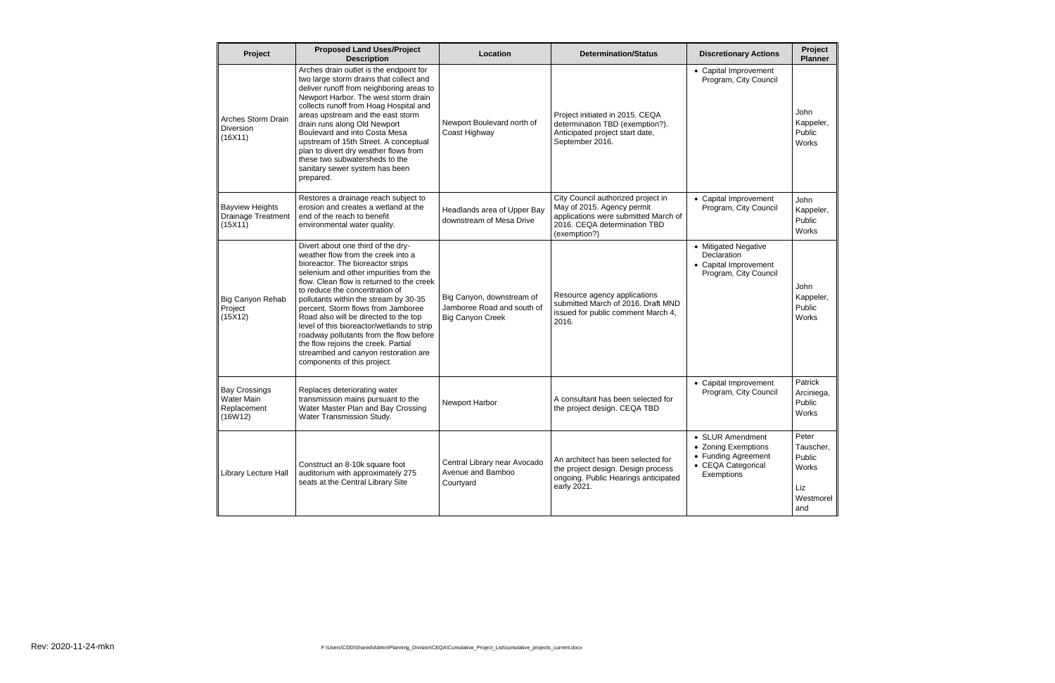| Project | Proposed Land Uses/Project Description | Location | Determination/Status | Discretionary Actions | Project Planner |
|---|---|---|---|---|---|
| Arches Storm Drain Diversion (16X11) | Arches drain outlet is the endpoint for two large storm drains that collect and deliver runoff from neighboring areas to Newport Harbor. The west storm drain collects runoff from Hoag Hospital and areas upstream and the east storm drain runs along Old Newport Boulevard and into Costa Mesa upstream of 15th Street. A conceptual plan to divert dry weather flows from these two subwatersheds to the sanitary sewer system has been prepared. | Newport Boulevard north of Coast Highway | Project initiated in 2015. CEQA determination TBD (exemption?). Anticipated project start date, September 2016. | • Capital Improvement Program, City Council | John Kappeler, Public Works |
| Bayview Heights Drainage Treatment (15X11) | Restores a drainage reach subject to erosion and creates a wetland at the end of the reach to benefit environmental water quality. | Headlands area of Upper Bay downstream of Mesa Drive | City Council authorized project in May of 2015. Agency permit applications were submitted March of 2016. CEQA determination TBD (exemption?) | • Capital Improvement Program, City Council | John Kappeler, Public Works |
| Big Canyon Rehab Project (15X12) | Divert about one third of the dry-weather flow from the creek into a bioreactor. The bioreactor strips selenium and other impurities from the flow. Clean flow is returned to the creek to reduce the concentration of pollutants within the stream by 30-35 percent. Storm flows from Jamboree Road also will be directed to the top level of this bioreactor/wetlands to strip roadway pollutants from the flow before the flow rejoins the creek. Partial streambed and canyon restoration are components of this project. | Big Canyon, downstream of Jamboree Road and south of Big Canyon Creek | Resource agency applications submitted March of 2016. Draft MND issued for public comment March 4, 2016. | • Mitigated Negative Declaration<br>• Capital Improvement Program, City Council | John Kappeler, Public Works |
| Bay Crossings Water Main Replacement (16W12) | Replaces deteriorating water transmission mains pursuant to the Water Master Plan and Bay Crossing Water Transmission Study. | Newport Harbor | A consultant has been selected for the project design. CEQA TBD | • Capital Improvement Program, City Council | Patrick Arciniega, Public Works |
| Library Lecture Hall | Construct an 8-10k square foot auditorium with approximately 275 seats at the Central Library Site | Central Library near Avocado Avenue and Bamboo Courtyard | An architect has been selected for the project design. Design process ongoing. Public Hearings anticipated early 2021. | • SLUR Amendment<br>• Zoning Exemptions<br>• Funding Agreement<br>• CEQA Categorical Exemptions | Peter Tauscher, Public Works<br><br>Liz Westmoreland |

Rev: 2020-11-24-mkn

F:\Users\CDD\Shared\Admin\Planning_Division\CEQA\Cumulative_Project_List\cumulative_projects_current.docx